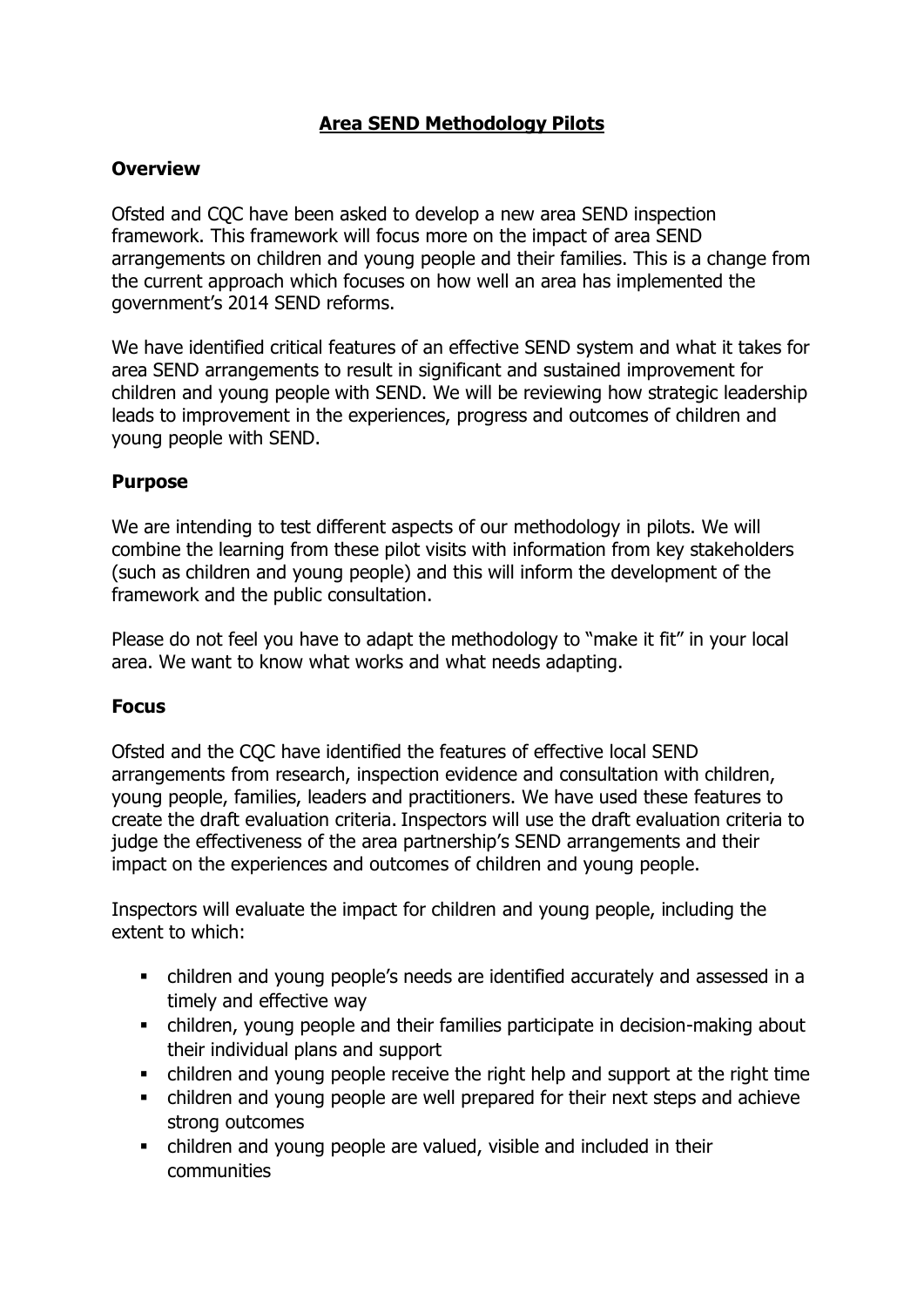# Area SEND Methodology Pilots

## Overview

Ofsted and CQC have been asked to develop a new area SEND inspection framework. This framework will focus more on the impact of area SEND arrangements on children and young people and their families. This is a change from the current approach which focuses on how well an area has implemented the government's 2014 SEND reforms.

We have identified critical features of an effective SEND system and what it takes for area SEND arrangements to result in significant and sustained improvement for children and young people with SEND. We will be reviewing how strategic leadership leads to improvement in the experiences, progress and outcomes of children and young people with SEND.

## Purpose

We are intending to test different aspects of our methodology in pilots. We will combine the learning from these pilot visits with information from key stakeholders (such as children and young people) and this will inform the development of the framework and the public consultation.

Please do not feel you have to adapt the methodology to "make it fit" in your local area. We want to know what works and what needs adapting.

## Focus

Ofsted and the CQC have identified the features of effective local SEND arrangements from research, inspection evidence and consultation with children, young people, families, leaders and practitioners. We have used these features to create the draft evaluation criteria. Inspectors will use the draft evaluation criteria to judge the effectiveness of the area partnership's SEND arrangements and their impact on the experiences and outcomes of children and young people.

Inspectors will evaluate the impact for children and young people, including the extent to which:

- children and young people's needs are identified accurately and assessed in a timely and effective way
- children, young people and their families participate in decision-making about their individual plans and support
- children and young people receive the right help and support at the right time
- children and young people are well prepared for their next steps and achieve strong outcomes
- children and young people are valued, visible and included in their communities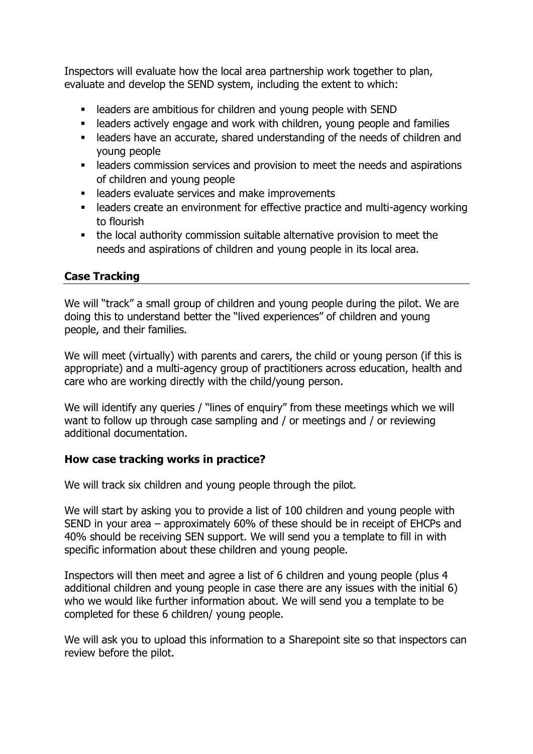Inspectors will evaluate how the local area partnership work together to plan, evaluate and develop the SEND system, including the extent to which:

- leaders are ambitious for children and young people with SEND
- leaders actively engage and work with children, young people and families
- leaders have an accurate, shared understanding of the needs of children and young people
- leaders commission services and provision to meet the needs and aspirations of children and young people
- leaders evaluate services and make improvements
- leaders create an environment for effective practice and multi-agency working to flourish
- the local authority commission suitable alternative provision to meet the needs and aspirations of children and young people in its local area.

## Case Tracking

We will "track" a small group of children and young people during the pilot. We are doing this to understand better the "lived experiences" of children and young people, and their families.

We will meet (virtually) with parents and carers, the child or young person (if this is appropriate) and a multi-agency group of practitioners across education, health and care who are working directly with the child/young person.

We will identify any queries / "lines of enquiry" from these meetings which we will want to follow up through case sampling and / or meetings and / or reviewing additional documentation.

### How case tracking works in practice?

We will track six children and young people through the pilot.

We will start by asking you to provide a list of 100 children and young people with SEND in your area – approximately 60% of these should be in receipt of EHCPs and 40% should be receiving SEN support. We will send you a template to fill in with specific information about these children and young people.

Inspectors will then meet and agree a list of 6 children and young people (plus 4 additional children and young people in case there are any issues with the initial 6) who we would like further information about. We will send you a template to be completed for these 6 children/ young people.

We will ask you to upload this information to a Sharepoint site so that inspectors can review before the pilot.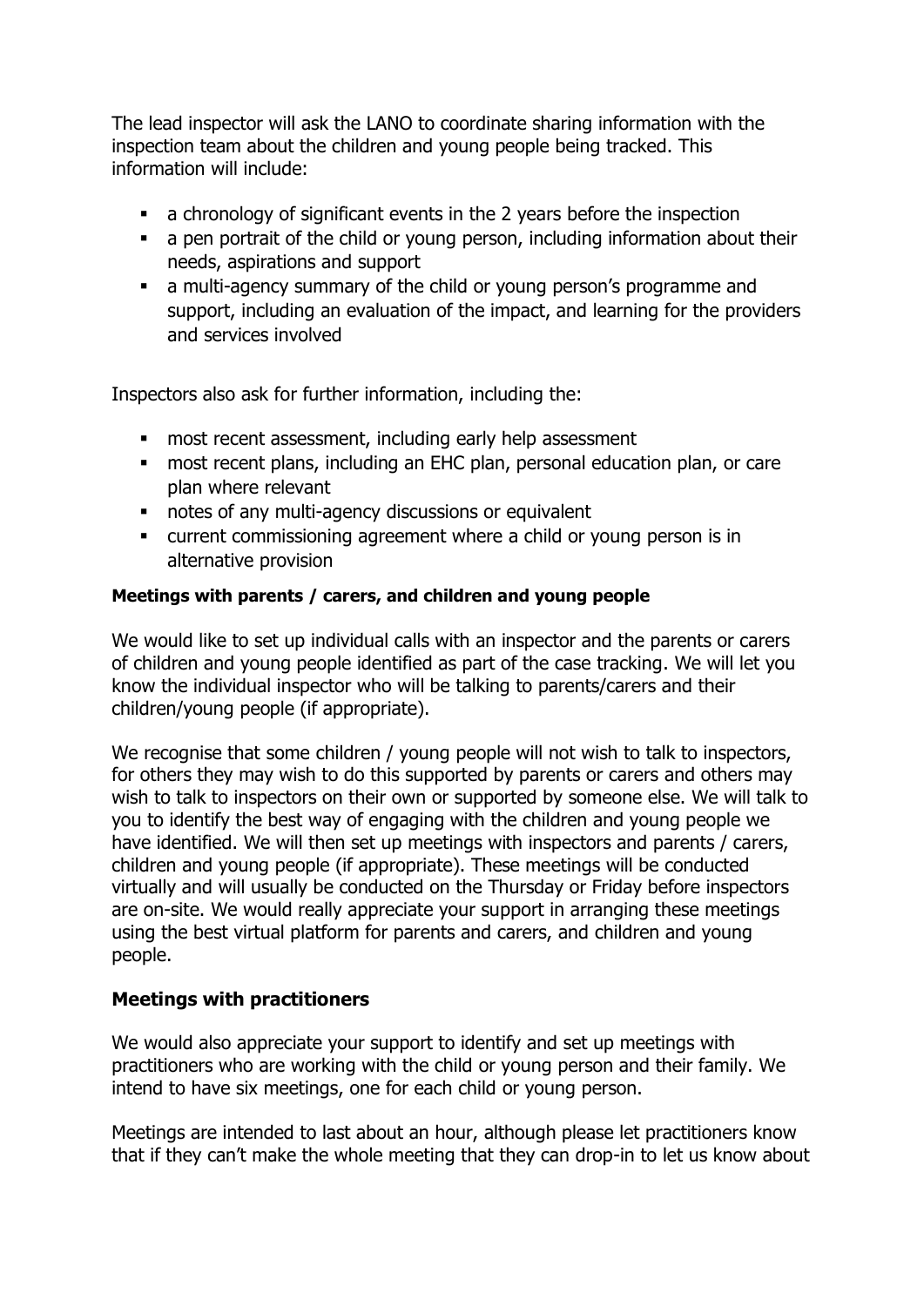The lead inspector will ask the LANO to coordinate sharing information with the inspection team about the children and young people being tracked. This information will include:

- a chronology of significant events in the 2 years before the inspection
- a pen portrait of the child or young person, including information about their needs, aspirations and support
- a multi-agency summary of the child or young person's programme and support, including an evaluation of the impact, and learning for the providers and services involved

Inspectors also ask for further information, including the:

- most recent assessment, including early help assessment
- most recent plans, including an EHC plan, personal education plan, or care plan where relevant
- notes of any multi-agency discussions or equivalent
- current commissioning agreement where a child or young person is in alternative provision

#### Meetings with parents / carers, and children and young people

We would like to set up individual calls with an inspector and the parents or carers of children and young people identified as part of the case tracking. We will let you know the individual inspector who will be talking to parents/carers and their children/young people (if appropriate).

We recognise that some children / young people will not wish to talk to inspectors, for others they may wish to do this supported by parents or carers and others may wish to talk to inspectors on their own or supported by someone else. We will talk to you to identify the best way of engaging with the children and young people we have identified. We will then set up meetings with inspectors and parents / carers, children and young people (if appropriate). These meetings will be conducted virtually and will usually be conducted on the Thursday or Friday before inspectors are on-site. We would really appreciate your support in arranging these meetings using the best virtual platform for parents and carers, and children and young people.

### Meetings with practitioners

We would also appreciate your support to identify and set up meetings with practitioners who are working with the child or young person and their family. We intend to have six meetings, one for each child or young person.

Meetings are intended to last about an hour, although please let practitioners know that if they can't make the whole meeting that they can drop-in to let us know about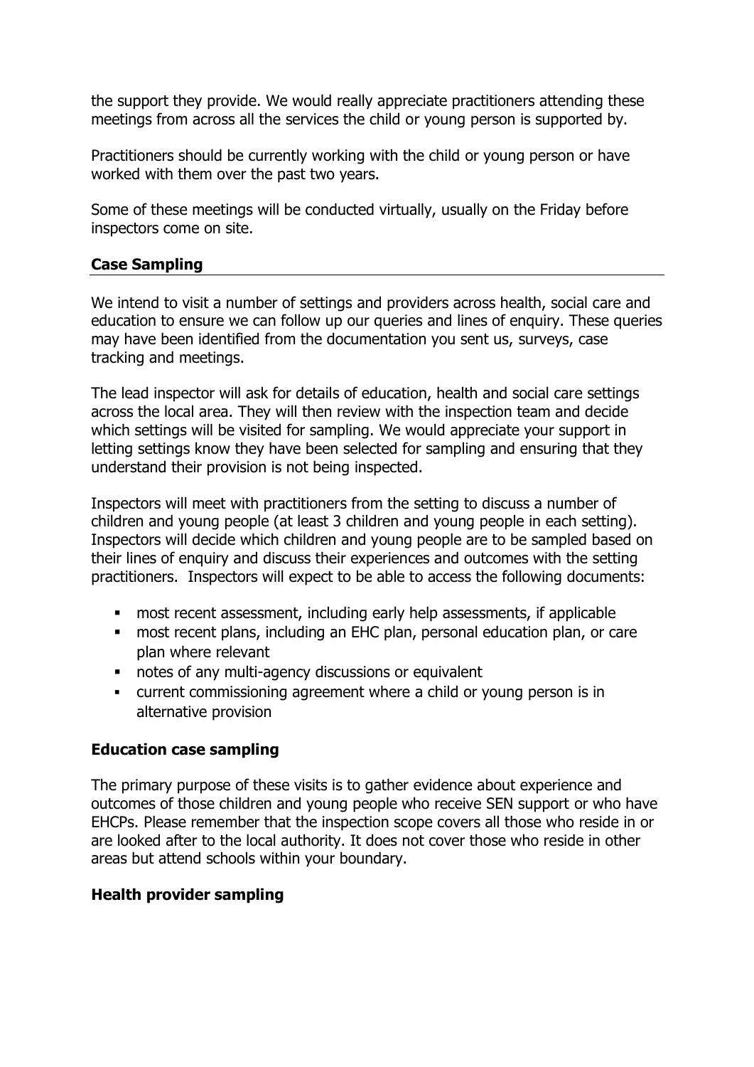the support they provide. We would really appreciate practitioners attending these meetings from across all the services the child or young person is supported by.

Practitioners should be currently working with the child or young person or have worked with them over the past two years.

Some of these meetings will be conducted virtually, usually on the Friday before inspectors come on site.

## Case Sampling

We intend to visit a number of settings and providers across health, social care and education to ensure we can follow up our queries and lines of enquiry. These queries may have been identified from the documentation you sent us, surveys, case tracking and meetings.

The lead inspector will ask for details of education, health and social care settings across the local area. They will then review with the inspection team and decide which settings will be visited for sampling. We would appreciate your support in letting settings know they have been selected for sampling and ensuring that they understand their provision is not being inspected.

Inspectors will meet with practitioners from the setting to discuss a number of children and young people (at least 3 children and young people in each setting). Inspectors will decide which children and young people are to be sampled based on their lines of enquiry and discuss their experiences and outcomes with the setting practitioners. Inspectors will expect to be able to access the following documents:

- most recent assessment, including early help assessments, if applicable
- most recent plans, including an EHC plan, personal education plan, or care plan where relevant
- notes of any multi-agency discussions or equivalent
- current commissioning agreement where a child or young person is in alternative provision

### Education case sampling

The primary purpose of these visits is to gather evidence about experience and outcomes of those children and young people who receive SEN support or who have EHCPs. Please remember that the inspection scope covers all those who reside in or are looked after to the local authority. It does not cover those who reside in other areas but attend schools within your boundary.

### Health provider sampling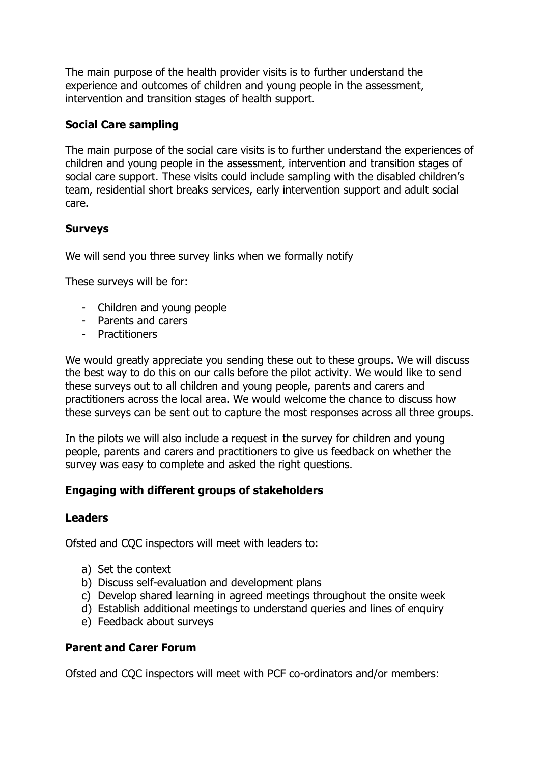The main purpose of the health provider visits is to further understand the experience and outcomes of children and young people in the assessment, intervention and transition stages of health support.

**Social Care sampling**

The main purpose of the social care visits is to further understand the experiences of children and young people in the assessment, intervention and transition stages of social care support. These visits could include sampling with the disabled children's team, residential short breaks services, early intervention support and adult social care.

## Surveys

We will send you three survey links when we formally notify

These surveys will be for:

- Children and young people
- Parents and carers
- Practitioners

We would greatly appreciate you sending these out to these groups. We will discuss the best way to do this on our calls before the pilot activity. We would like to send these surveys out to all children and young people, parents and carers and practitioners across the local area. We would welcome the chance to discuss how these surveys can be sent out to capture the most responses across all three groups.

In the pilots we will also include a request in the survey for children and young people, parents and carers and practitioners to give us feedback on whether the survey was easy to complete and asked the right questions.

## Engaging with different groups of stakeholders

**Leaders**

Ofsted and CQC inspectors will meet with leaders to:

a) Set the context
b) Discuss self-evaluation and development plans
c) Develop shared learning in agreed meetings throughout the onsite week
d) Establish additional meetings to understand queries and lines of enquiry
e) Feedback about surveys

**Parent and Carer Forum**

Ofsted and CQC inspectors will meet with PCF co-ordinators and/or members: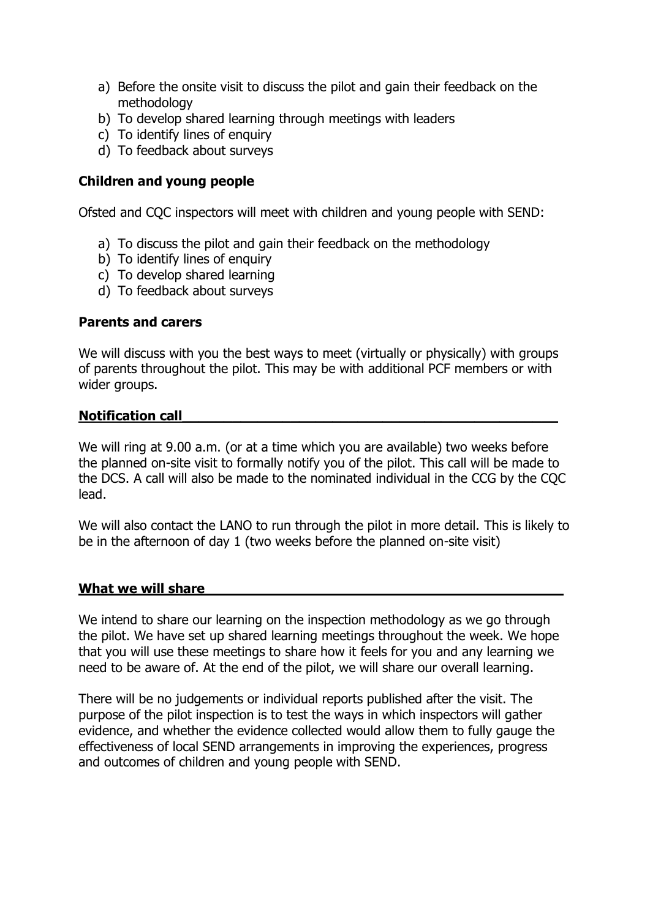a) Before the onsite visit to discuss the pilot and gain their feedback on the methodology
b) To develop shared learning through meetings with leaders
c) To identify lines of enquiry
d) To feedback about surveys

**Children and young people**

Ofsted and CQC inspectors will meet with children and young people with SEND:

a) To discuss the pilot and gain their feedback on the methodology
b) To identify lines of enquiry
c) To develop shared learning
d) To feedback about surveys

**Parents and carers**

We will discuss with you the best ways to meet (virtually or physically) with groups of parents throughout the pilot. This may be with additional PCF members or with wider groups.

## Notification call

We will ring at 9.00 a.m. (or at a time which you are available) two weeks before the planned on-site visit to formally notify you of the pilot. This call will be made to the DCS. A call will also be made to the nominated individual in the CCG by the CQC lead.

We will also contact the LANO to run through the pilot in more detail. This is likely to be in the afternoon of day 1 (two weeks before the planned on-site visit)

## What we will share

We intend to share our learning on the inspection methodology as we go through the pilot. We have set up shared learning meetings throughout the week. We hope that you will use these meetings to share how it feels for you and any learning we need to be aware of. At the end of the pilot, we will share our overall learning.

There will be no judgements or individual reports published after the visit. The purpose of the pilot inspection is to test the ways in which inspectors will gather evidence, and whether the evidence collected would allow them to fully gauge the effectiveness of local SEND arrangements in improving the experiences, progress and outcomes of children and young people with SEND.